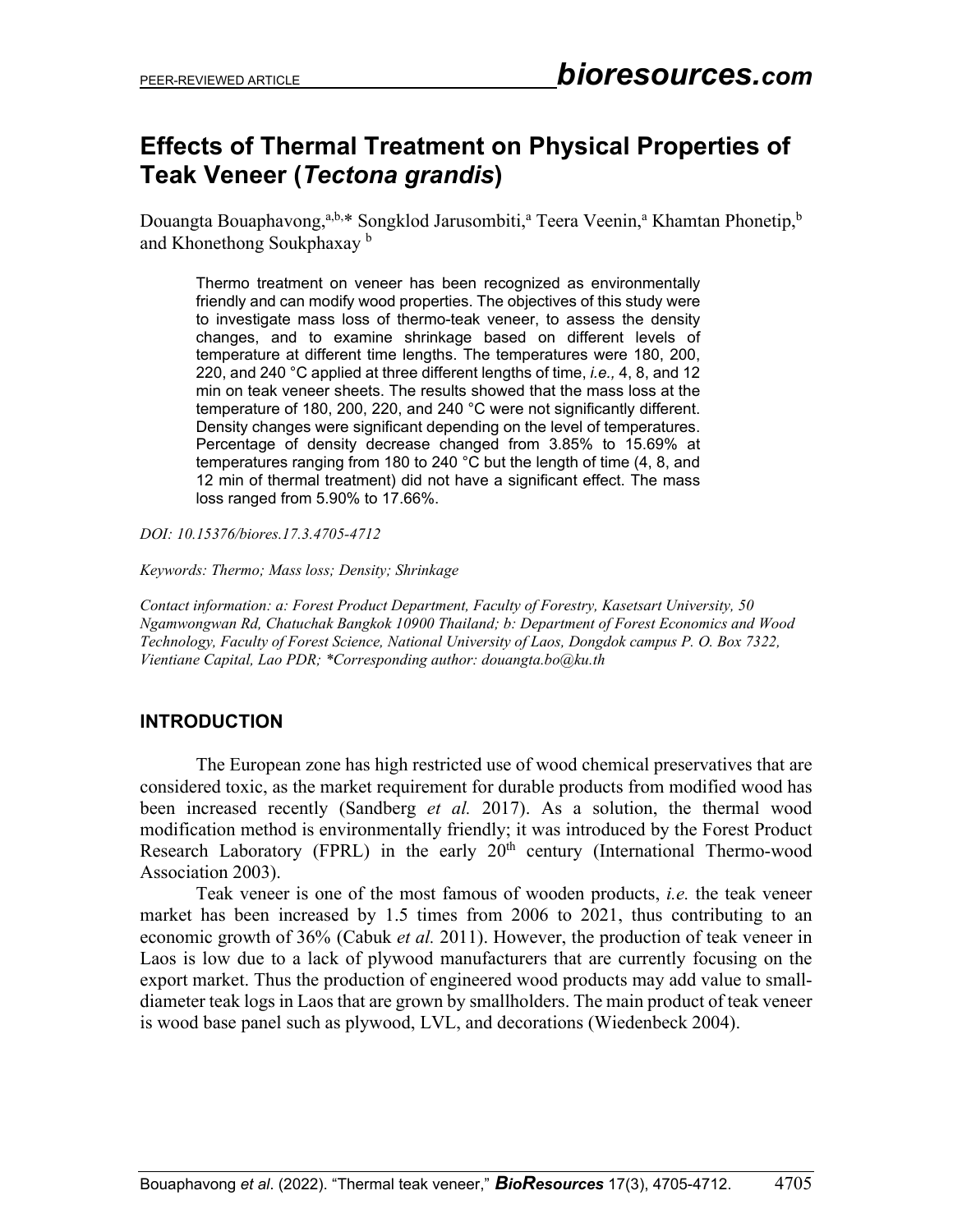# Effects of Thermal Treatment on Physical Properties of Teak Veneer (*Tectona grandis*)

Douangta Bouaphavong,[a,b,*] Songklod Jarusombiti,[a] Teera Veenin,[a] Khamtan Phonetip,[b] and Khonethong Soukphaxay [b]

> Thermo treatment on veneer has been recognized as environmentally friendly and can modify wood properties. The objectives of this study were to investigate mass loss of thermo-teak veneer, to assess the density changes, and to examine shrinkage based on different levels of temperature at different time lengths. The temperatures were 180, 200, 220, and 240 °C applied at three different lengths of time, *i.e.,* 4, 8, and 12 min on teak veneer sheets. The results showed that the mass loss at the temperature of 180, 200, 220, and 240 °C were not significantly different. Density changes were significant depending on the level of temperatures. Percentage of density decrease changed from 3.85% to 15.69% at temperatures ranging from 180 to 240 °C but the length of time (4, 8, and 12 min of thermal treatment) did not have a significant effect. The mass loss ranged from 5.90% to 17.66%.

*DOI: 10.15376/biores.17.3.4705-4712*

*Keywords: Thermo; Mass loss; Density; Shrinkage*

*Contact information: a: Forest Product Department, Faculty of Forestry, Kasetsart University, 50 Ngamwongwan Rd, Chatuchak Bangkok 10900 Thailand; b: Department of Forest Economics and Wood Technology, Faculty of Forest Science, National University of Laos, Dongdok campus P. O. Box 7322, Vientiane Capital, Lao PDR; \*Corresponding author: douangta.bo@ku.th*

## INTRODUCTION

The European zone has high restricted use of wood chemical preservatives that are considered toxic, as the market requirement for durable products from modified wood has been increased recently (Sandberg *et al.* 2017). As a solution, the thermal wood modification method is environmentally friendly; it was introduced by the Forest Product Research Laboratory (FPRL) in the early 20th century (International Thermo-wood Association 2003).

Teak veneer is one of the most famous of wooden products, *i.e.* the teak veneer market has been increased by 1.5 times from 2006 to 2021, thus contributing to an economic growth of 36% (Cabuk *et al.* 2011). However, the production of teak veneer in Laos is low due to a lack of plywood manufacturers that are currently focusing on the export market. Thus the production of engineered wood products may add value to small-diameter teak logs in Laos that are grown by smallholders. The main product of teak veneer is wood base panel such as plywood, LVL, and decorations (Wiedenbeck 2004).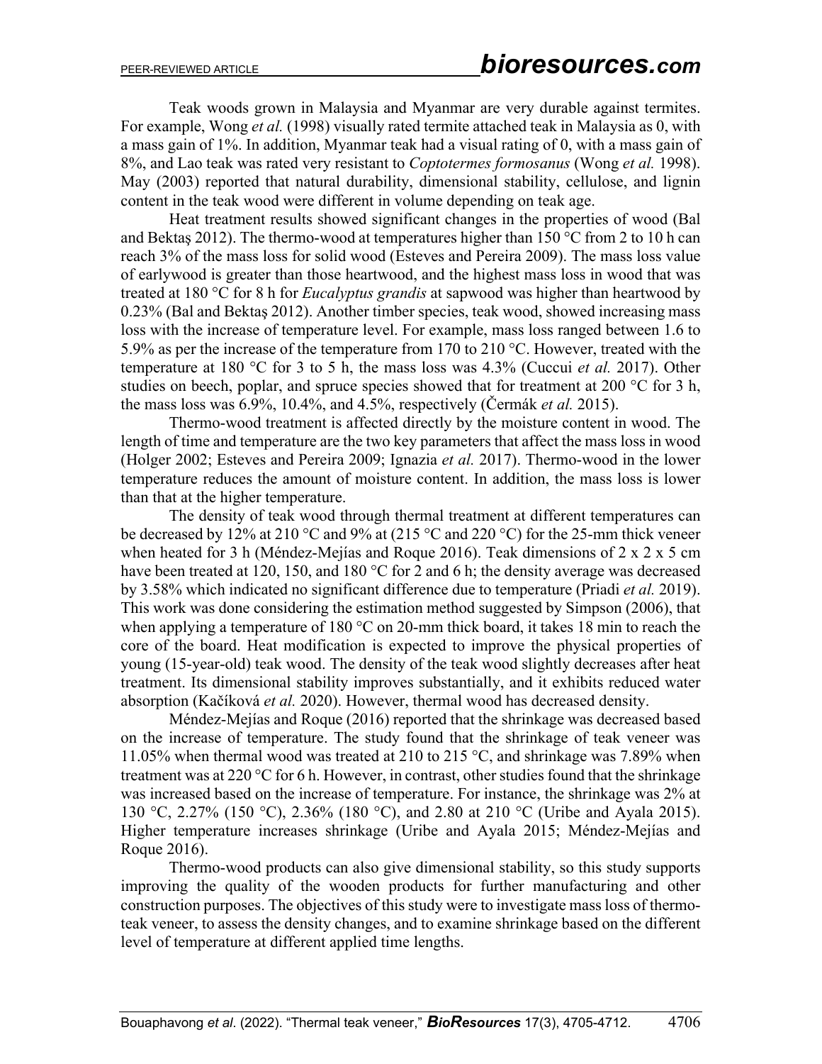Teak woods grown in Malaysia and Myanmar are very durable against termites. For example, Wong *et al.* (1998) visually rated termite attached teak in Malaysia as 0, with a mass gain of 1%. In addition, Myanmar teak had a visual rating of 0, with a mass gain of 8%, and Lao teak was rated very resistant to *Coptotermes formosanus* (Wong *et al.* 1998). May (2003) reported that natural durability, dimensional stability, cellulose, and lignin content in the teak wood were different in volume depending on teak age.

Heat treatment results showed significant changes in the properties of wood (Bal and Bektaş 2012). The thermo-wood at temperatures higher than 150 °C from 2 to 10 h can reach 3% of the mass loss for solid wood (Esteves and Pereira 2009). The mass loss value of earlywood is greater than those heartwood, and the highest mass loss in wood that was treated at 180 °C for 8 h for *Eucalyptus grandis* at sapwood was higher than heartwood by 0.23% (Bal and Bektaş 2012). Another timber species, teak wood, showed increasing mass loss with the increase of temperature level. For example, mass loss ranged between 1.6 to 5.9% as per the increase of the temperature from 170 to 210 °C. However, treated with the temperature at 180 °C for 3 to 5 h, the mass loss was 4.3% (Cuccui *et al.* 2017). Other studies on beech, poplar, and spruce species showed that for treatment at 200 °C for 3 h, the mass loss was 6.9%, 10.4%, and 4.5%, respectively (Čermák *et al.* 2015).

Thermo-wood treatment is affected directly by the moisture content in wood. The length of time and temperature are the two key parameters that affect the mass loss in wood (Holger 2002; Esteves and Pereira 2009; Ignazia *et al.* 2017). Thermo-wood in the lower temperature reduces the amount of moisture content. In addition, the mass loss is lower than that at the higher temperature.

The density of teak wood through thermal treatment at different temperatures can be decreased by 12% at 210 °C and 9% at (215 °C and 220 °C) for the 25-mm thick veneer when heated for 3 h (Méndez-Mejías and Roque 2016). Teak dimensions of 2 x 2 x 5 cm have been treated at 120, 150, and 180 °C for 2 and 6 h; the density average was decreased by 3.58% which indicated no significant difference due to temperature (Priadi *et al.* 2019). This work was done considering the estimation method suggested by Simpson (2006), that when applying a temperature of 180 °C on 20-mm thick board, it takes 18 min to reach the core of the board. Heat modification is expected to improve the physical properties of young (15-year-old) teak wood. The density of the teak wood slightly decreases after heat treatment. Its dimensional stability improves substantially, and it exhibits reduced water absorption (Kačíková *et al.* 2020). However, thermal wood has decreased density.

Méndez-Mejías and Roque (2016) reported that the shrinkage was decreased based on the increase of temperature. The study found that the shrinkage of teak veneer was 11.05% when thermal wood was treated at 210 to 215 °C, and shrinkage was 7.89% when treatment was at 220 °C for 6 h. However, in contrast, other studies found that the shrinkage was increased based on the increase of temperature. For instance, the shrinkage was 2% at 130 °C, 2.27% (150 °C), 2.36% (180 °C), and 2.80 at 210 °C (Uribe and Ayala 2015). Higher temperature increases shrinkage (Uribe and Ayala 2015; Méndez-Mejías and Roque 2016).

Thermo-wood products can also give dimensional stability, so this study supports improving the quality of the wooden products for further manufacturing and other construction purposes. The objectives of this study were to investigate mass loss of thermo-teak veneer, to assess the density changes, and to examine shrinkage based on the different level of temperature at different applied time lengths.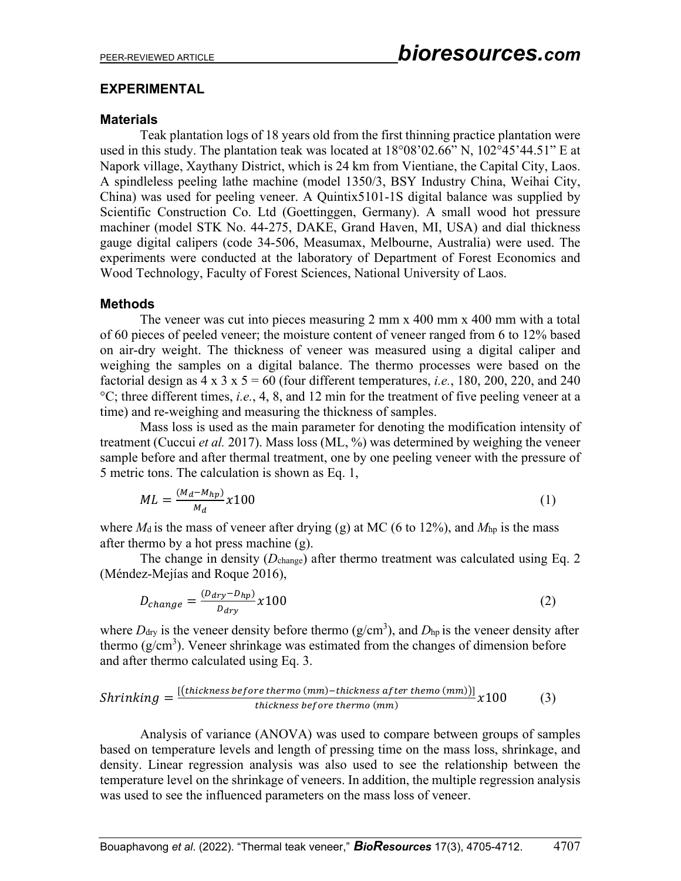## EXPERIMENTAL

### Materials

Teak plantation logs of 18 years old from the first thinning practice plantation were used in this study. The plantation teak was located at 18°08'02.66" N, 102°45'44.51" E at Napork village, Xaythany District, which is 24 km from Vientiane, the Capital City, Laos. A spindleless peeling lathe machine (model 1350/3, BSY Industry China, Weihai City, China) was used for peeling veneer. A Quintix5101-1S digital balance was supplied by Scientific Construction Co. Ltd (Goettinggen, Germany). A small wood hot pressure machiner (model STK No. 44-275, DAKE, Grand Haven, MI, USA) and dial thickness gauge digital calipers (code 34-506, Measumax, Melbourne, Australia) were used. The experiments were conducted at the laboratory of Department of Forest Economics and Wood Technology, Faculty of Forest Sciences, National University of Laos.

### Methods

The veneer was cut into pieces measuring 2 mm x 400 mm x 400 mm with a total of 60 pieces of peeled veneer; the moisture content of veneer ranged from 6 to 12% based on air-dry weight. The thickness of veneer was measured using a digital caliper and weighing the samples on a digital balance. The thermo processes were based on the factorial design as 4 x 3 x 5 = 60 (four different temperatures, *i.e.*, 180, 200, 220, and 240 °C; three different times, *i.e.*, 4, 8, and 12 min for the treatment of five peeling veneer at a time) and re-weighing and measuring the thickness of samples.

Mass loss is used as the main parameter for denoting the modification intensity of treatment (Cuccui *et al.* 2017). Mass loss (ML, %) was determined by weighing the veneer sample before and after thermal treatment, one by one peeling veneer with the pressure of 5 metric tons. The calculation is shown as Eq. 1,

$$ML = \frac{(M_d - M_{hp})}{M_d} x100 \tag{1}$$

where $M_d$ is the mass of veneer after drying (g) at MC (6 to 12%), and $M_{hp}$ is the mass after thermo by a hot press machine (g).

The change in density ($D_{change}$) after thermo treatment was calculated using Eq. 2 (Méndez-Mejías and Roque 2016),

$$D_{change} = \frac{(D_{dry} - D_{hp})}{D_{dry}} x100 \tag{2}$$

where $D_{dry}$ is the veneer density before thermo (g/cm$^3$), and $D_{hp}$ is the veneer density after thermo (g/cm$^3$). Veneer shrinkage was estimated from the changes of dimension before and after thermo calculated using Eq. 3.

$$Shrinking = \frac{[(thickness\ before\ thermo\ (mm) - thickness\ after\ themo\ (mm))]}{thickness\ before\ thermo\ (mm)} x100 \tag{3}$$

Analysis of variance (ANOVA) was used to compare between groups of samples based on temperature levels and length of pressing time on the mass loss, shrinkage, and density. Linear regression analysis was also used to see the relationship between the temperature level on the shrinkage of veneers. In addition, the multiple regression analysis was used to see the influenced parameters on the mass loss of veneer.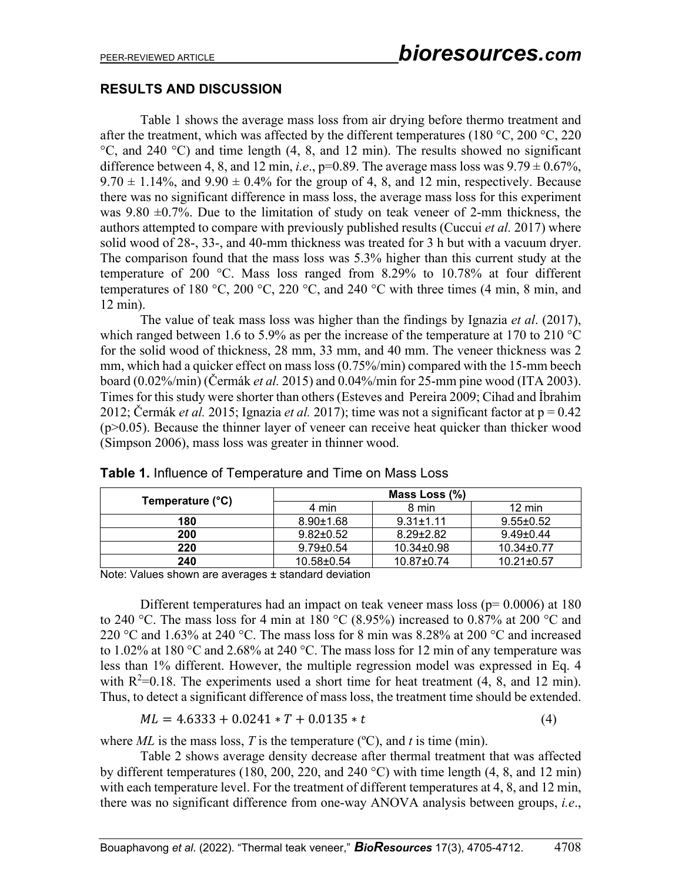## RESULTS AND DISCUSSION

Table 1 shows the average mass loss from air drying before thermo treatment and after the treatment, which was affected by the different temperatures (180 °C, 200 °C, 220 °C, and 240 °C) and time length (4, 8, and 12 min). The results showed no significant difference between 4, 8, and 12 min, *i.e*., p=0.89. The average mass loss was 9.79 ± 0.67%, 9.70 ± 1.14%, and 9.90 ± 0.4% for the group of 4, 8, and 12 min, respectively. Because there was no significant difference in mass loss, the average mass loss for this experiment was 9.80 ±0.7%. Due to the limitation of study on teak veneer of 2-mm thickness, the authors attempted to compare with previously published results (Cuccui *et al.* 2017) where solid wood of 28-, 33-, and 40-mm thickness was treated for 3 h but with a vacuum dryer. The comparison found that the mass loss was 5.3% higher than this current study at the temperature of 200 °C. Mass loss ranged from 8.29% to 10.78% at four different temperatures of 180 °C, 200 °C, 220 °C, and 240 °C with three times (4 min, 8 min, and 12 min).

The value of teak mass loss was higher than the findings by Ignazia *et al*. (2017), which ranged between 1.6 to 5.9% as per the increase of the temperature at 170 to 210 °C for the solid wood of thickness, 28 mm, 33 mm, and 40 mm. The veneer thickness was 2 mm, which had a quicker effect on mass loss (0.75%/min) compared with the 15-mm beech board (0.02%/min) (Čermák *et al.* 2015) and 0.04%/min for 25-mm pine wood (ITA 2003). Times for this study were shorter than others (Esteves and Pereira 2009; Cihad and İbrahim 2012; Čermák *et al.* 2015; Ignazia *et al.* 2017); time was not a significant factor at p = 0.42 (p>0.05). Because the thinner layer of veneer can receive heat quicker than thicker wood (Simpson 2006), mass loss was greater in thinner wood.

**Table 1.** Influence of Temperature and Time on Mass Loss

| Temperature (°C) | Mass Loss (%) | | |
|---|---|---|---|
| | 4 min | 8 min | 12 min |
| **180** | 8.90±1.68 | 9.31±1.11 | 9.55±0.52 |
| **200** | 9.82±0.52 | 8.29±2.82 | 9.49±0.44 |
| **220** | 9.79±0.54 | 10.34±0.98 | 10.34±0.77 |
| **240** | 10.58±0.54 | 10.87±0.74 | 10.21±0.57 |

Note: Values shown are averages ± standard deviation

Different temperatures had an impact on teak veneer mass loss (p= 0.0006) at 180 to 240 °C. The mass loss for 4 min at 180 °C (8.95%) increased to 0.87% at 200 °C and 220 °C and 1.63% at 240 °C. The mass loss for 8 min was 8.28% at 200 °C and increased to 1.02% at 180 °C and 2.68% at 240 °C. The mass loss for 12 min of any temperature was less than 1% different. However, the multiple regression model was expressed in Eq. 4 with $R^2$=0.18. The experiments used a short time for heat treatment (4, 8, and 12 min). Thus, to detect a significant difference of mass loss, the treatment time should be extended.

$$ML = 4.6333 + 0.0241 * T + 0.0135 * t \tag{4}$$

where *ML* is the mass loss, *T* is the temperature (ºC), and *t* is time (min).

Table 2 shows average density decrease after thermal treatment that was affected by different temperatures (180, 200, 220, and 240 °C) with time length (4, 8, and 12 min) with each temperature level. For the treatment of different temperatures at 4, 8, and 12 min, there was no significant difference from one-way ANOVA analysis between groups, *i.e*.,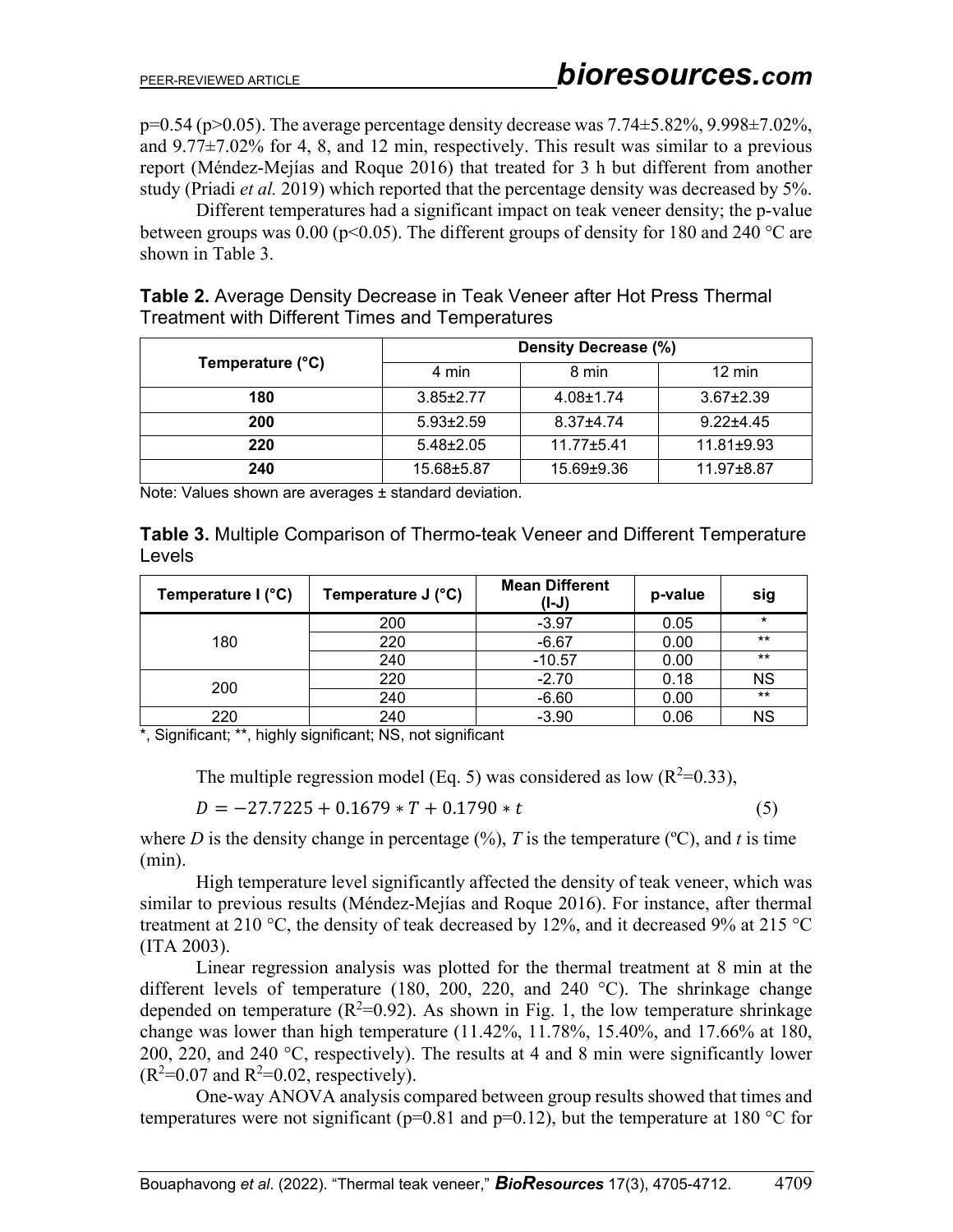p=0.54 (p>0.05). The average percentage density decrease was 7.74±5.82%, 9.998±7.02%, and 9.77±7.02% for 4, 8, and 12 min, respectively. This result was similar to a previous report (Méndez-Mejías and Roque 2016) that treated for 3 h but different from another study (Priadi *et al.* 2019) which reported that the percentage density was decreased by 5%.

Different temperatures had a significant impact on teak veneer density; the p-value between groups was 0.00 (p<0.05). The different groups of density for 180 and 240 °C are shown in Table 3.

**Table 2.** Average Density Decrease in Teak Veneer after Hot Press Thermal Treatment with Different Times and Temperatures

| Temperature (°C) | Density Decrease (%) | | |
|---|---|---|---|
| | 4 min | 8 min | 12 min |
| **180** | 3.85±2.77 | 4.08±1.74 | 3.67±2.39 |
| **200** | 5.93±2.59 | 8.37±4.74 | 9.22±4.45 |
| **220** | 5.48±2.05 | 11.77±5.41 | 11.81±9.93 |
| **240** | 15.68±5.87 | 15.69±9.36 | 11.97±8.87 |

Note: Values shown are averages ± standard deviation.

**Table 3.** Multiple Comparison of Thermo-teak Veneer and Different Temperature Levels

| Temperature I (°C) | Temperature J (°C) | Mean Different (I-J) | p-value | sig |
|---|---|---|---|---|
| 180 | 200 | -3.97 | 0.05 | * |
| | 220 | -6.67 | 0.00 | ** |
| | 240 | -10.57 | 0.00 | ** |
| 200 | 220 | -2.70 | 0.18 | NS |
| | 240 | -6.60 | 0.00 | ** |
| 220 | 240 | -3.90 | 0.06 | NS |

*, Significant; **, highly significant; NS, not significant

The multiple regression model (Eq. 5) was considered as low ($R^2$=0.33),

$$D = -27.7225 + 0.1679 * T + 0.1790 * t \tag{5}$$

where $D$ is the density change in percentage (%), $T$ is the temperature (ºC), and $t$ is time (min).

High temperature level significantly affected the density of teak veneer, which was similar to previous results (Méndez-Mejías and Roque 2016). For instance, after thermal treatment at 210 °C, the density of teak decreased by 12%, and it decreased 9% at 215 °C (ITA 2003).

Linear regression analysis was plotted for the thermal treatment at 8 min at the different levels of temperature (180, 200, 220, and 240 °C). The shrinkage change depended on temperature ($R^2$=0.92). As shown in Fig. 1, the low temperature shrinkage change was lower than high temperature (11.42%, 11.78%, 15.40%, and 17.66% at 180, 200, 220, and 240 °C, respectively). The results at 4 and 8 min were significantly lower ($R^2$=0.07 and $R^2$=0.02, respectively).

One-way ANOVA analysis compared between group results showed that times and temperatures were not significant (p=0.81 and p=0.12), but the temperature at 180 °C for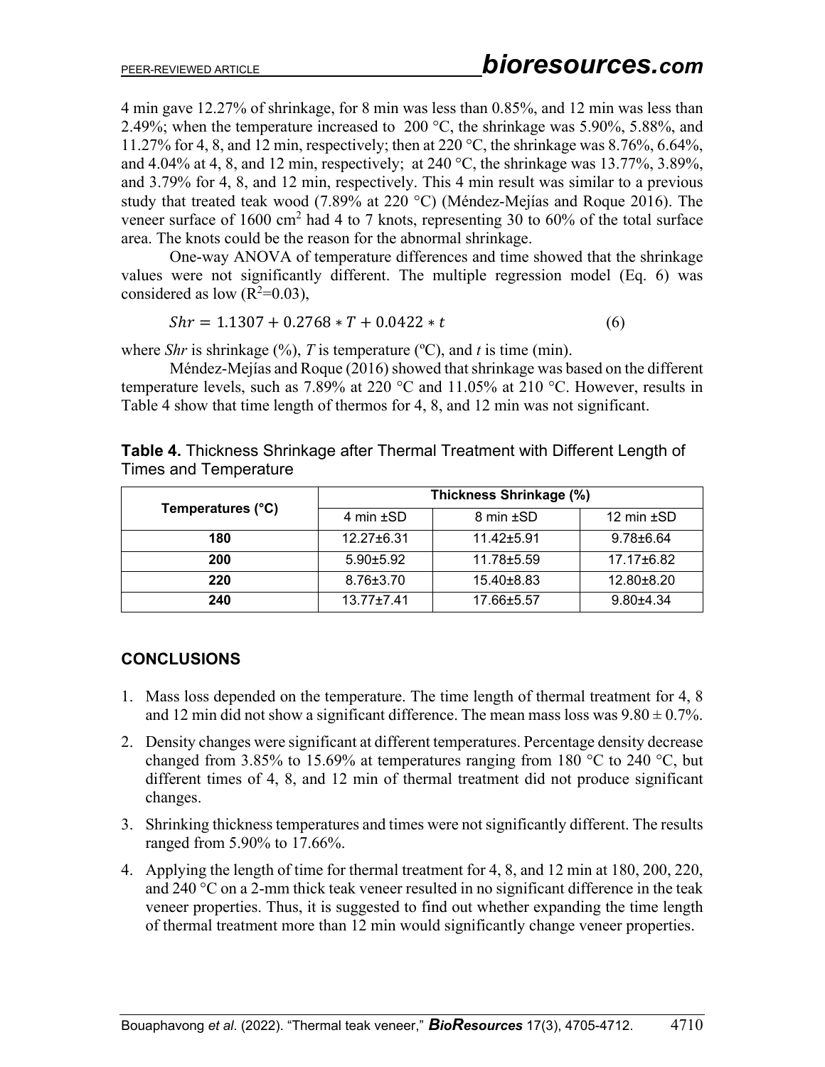4 min gave 12.27% of shrinkage, for 8 min was less than 0.85%, and 12 min was less than 2.49%; when the temperature increased to 200 °C, the shrinkage was 5.90%, 5.88%, and 11.27% for 4, 8, and 12 min, respectively; then at 220 °C, the shrinkage was 8.76%, 6.64%, and 4.04% at 4, 8, and 12 min, respectively; at 240 °C, the shrinkage was 13.77%, 3.89%, and 3.79% for 4, 8, and 12 min, respectively. This 4 min result was similar to a previous study that treated teak wood (7.89% at 220 °C) (Méndez-Mejías and Roque 2016). The veneer surface of 1600 $cm^2$ had 4 to 7 knots, representing 30 to 60% of the total surface area. The knots could be the reason for the abnormal shrinkage.

One-way ANOVA of temperature differences and time showed that the shrinkage values were not significantly different. The multiple regression model (Eq. 6) was considered as low ($R^2$=0.03),

$$Shr = 1.1307 + 0.2768 * T + 0.0422 * t \tag{6}$$

where *Shr* is shrinkage (%), *T* is temperature (ºC), and *t* is time (min).

Méndez-Mejías and Roque (2016) showed that shrinkage was based on the different temperature levels, such as 7.89% at 220 °C and 11.05% at 210 °C. However, results in Table 4 show that time length of thermos for 4, 8, and 12 min was not significant.

**Table 4.** Thickness Shrinkage after Thermal Treatment with Different Length of Times and Temperature

| Temperatures (°C) | Thickness Shrinkage (%) | | |
|---|---|---|---|
| | 4 min ±SD | 8 min ±SD | 12 min ±SD |
| **180** | 12.27±6.31 | 11.42±5.91 | 9.78±6.64 |
| **200** | 5.90±5.92 | 11.78±5.59 | 17.17±6.82 |
| **220** | 8.76±3.70 | 15.40±8.83 | 12.80±8.20 |
| **240** | 13.77±7.41 | 17.66±5.57 | 9.80±4.34 |

## CONCLUSIONS

1. Mass loss depended on the temperature. The time length of thermal treatment for 4, 8 and 12 min did not show a significant difference. The mean mass loss was 9.80 ± 0.7%.
2. Density changes were significant at different temperatures. Percentage density decrease changed from 3.85% to 15.69% at temperatures ranging from 180 °C to 240 °C, but different times of 4, 8, and 12 min of thermal treatment did not produce significant changes.
3. Shrinking thickness temperatures and times were not significantly different. The results ranged from 5.90% to 17.66%.
4. Applying the length of time for thermal treatment for 4, 8, and 12 min at 180, 200, 220, and 240 °C on a 2-mm thick teak veneer resulted in no significant difference in the teak veneer properties. Thus, it is suggested to find out whether expanding the time length of thermal treatment more than 12 min would significantly change veneer properties.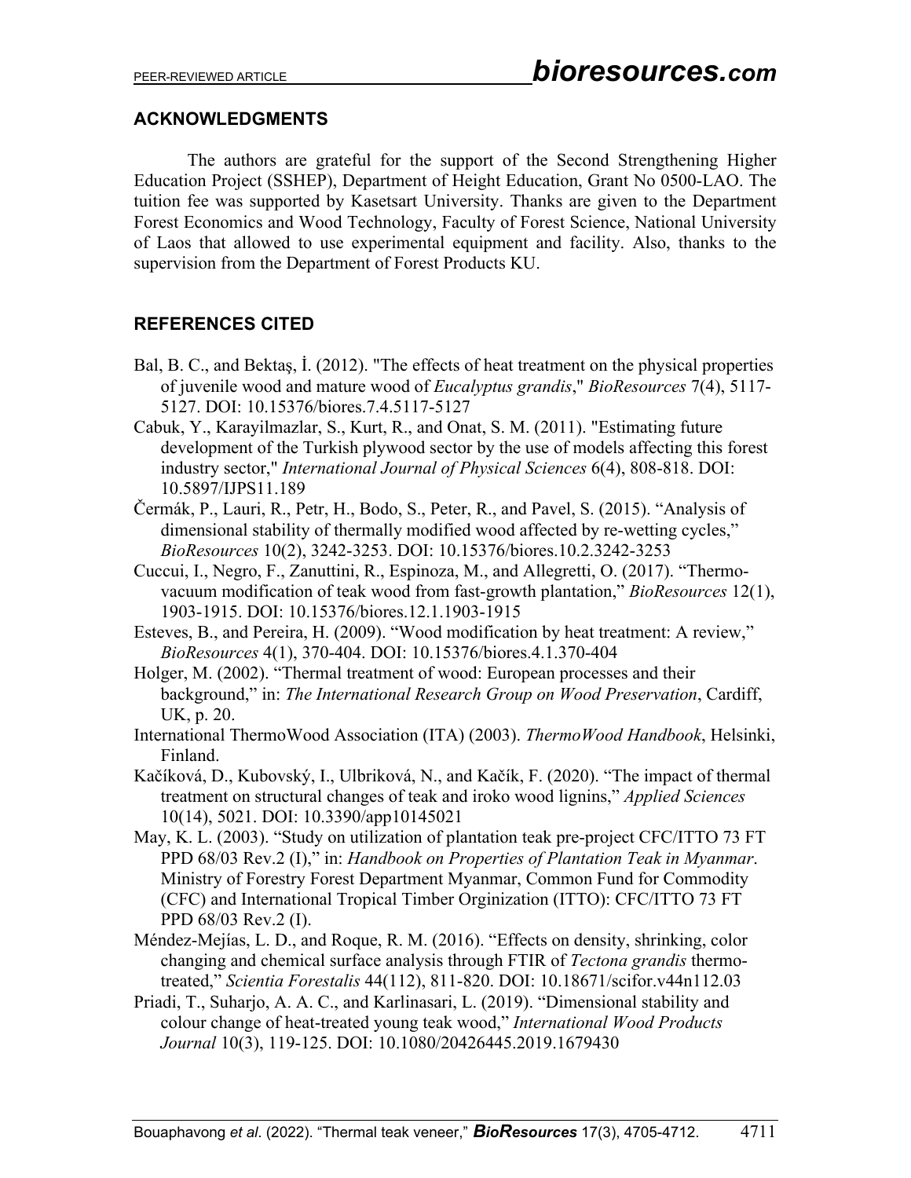## ACKNOWLEDGMENTS

The authors are grateful for the support of the Second Strengthening Higher Education Project (SSHEP), Department of Height Education, Grant No 0500-LAO. The tuition fee was supported by Kasetsart University. Thanks are given to the Department Forest Economics and Wood Technology, Faculty of Forest Science, National University of Laos that allowed to use experimental equipment and facility. Also, thanks to the supervision from the Department of Forest Products KU.

## REFERENCES CITED

Bal, B. C., and Bektaş, İ. (2012). "The effects of heat treatment on the physical properties of juvenile wood and mature wood of *Eucalyptus grandis*," *BioResources* 7(4), 5117-5127. DOI: 10.15376/biores.7.4.5117-5127

Cabuk, Y., Karayilmazlar, S., Kurt, R., and Onat, S. M. (2011). "Estimating future development of the Turkish plywood sector by the use of models affecting this forest industry sector," *International Journal of Physical Sciences* 6(4), 808-818. DOI: 10.5897/IJPS11.189

Čermák, P., Lauri, R., Petr, H., Bodo, S., Peter, R., and Pavel, S. (2015). "Analysis of dimensional stability of thermally modified wood affected by re-wetting cycles," *BioResources* 10(2), 3242-3253. DOI: 10.15376/biores.10.2.3242-3253

Cuccui, I., Negro, F., Zanuttini, R., Espinoza, M., and Allegretti, O. (2017). "Thermo-vacuum modification of teak wood from fast-growth plantation," *BioResources* 12(1), 1903-1915. DOI: 10.15376/biores.12.1.1903-1915

Esteves, B., and Pereira, H. (2009). "Wood modification by heat treatment: A review," *BioResources* 4(1), 370-404. DOI: 10.15376/biores.4.1.370-404

Holger, M. (2002). "Thermal treatment of wood: European processes and their background," in: *The International Research Group on Wood Preservation*, Cardiff, UK, p. 20.

International ThermoWood Association (ITA) (2003). *ThermoWood Handbook*, Helsinki, Finland.

Kačíková, D., Kubovský, I., Ulbriková, N., and Kačík, F. (2020). "The impact of thermal treatment on structural changes of teak and iroko wood lignins," *Applied Sciences* 10(14), 5021. DOI: 10.3390/app10145021

May, K. L. (2003). "Study on utilization of plantation teak pre-project CFC/ITTO 73 FT PPD 68/03 Rev.2 (I)," in: *Handbook on Properties of Plantation Teak in Myanmar*. Ministry of Forestry Forest Department Myanmar, Common Fund for Commodity (CFC) and International Tropical Timber Orginization (ITTO): CFC/ITTO 73 FT PPD 68/03 Rev.2 (I).

Méndez-Mejías, L. D., and Roque, R. M. (2016). "Effects on density, shrinking, color changing and chemical surface analysis through FTIR of *Tectona grandis* thermo-treated," *Scientia Forestalis* 44(112), 811-820. DOI: 10.18671/scifor.v44n112.03

Priadi, T., Suharjo, A. A. C., and Karlinasari, L. (2019). "Dimensional stability and colour change of heat-treated young teak wood," *International Wood Products Journal* 10(3), 119-125. DOI: 10.1080/20426445.2019.1679430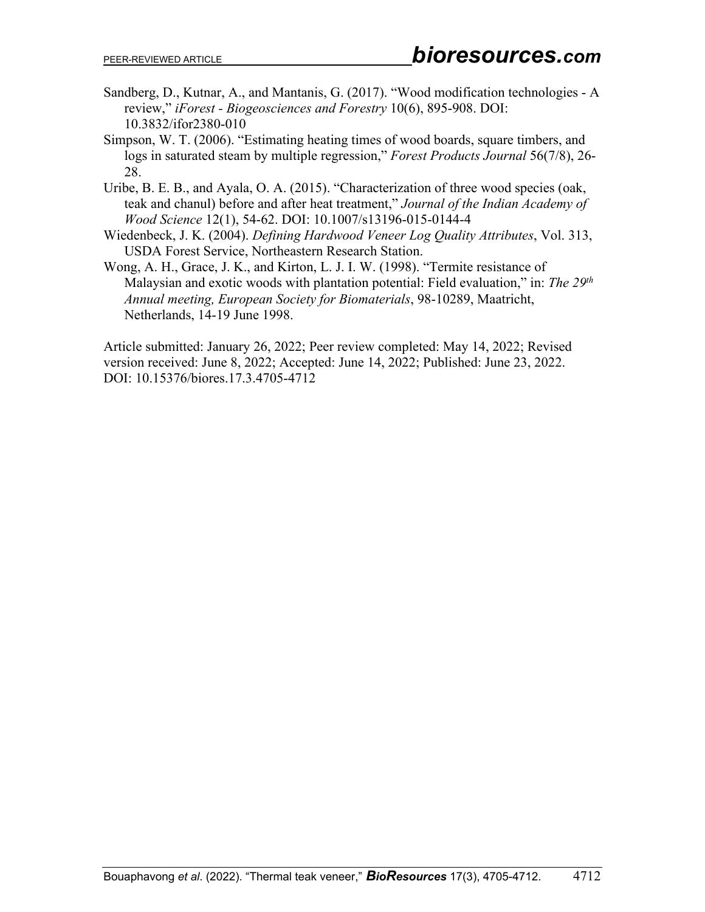Sandberg, D., Kutnar, A., and Mantanis, G. (2017). "Wood modification technologies - A review," *iForest - Biogeosciences and Forestry* 10(6), 895-908. DOI: 10.3832/ifor2380-010

Simpson, W. T. (2006). "Estimating heating times of wood boards, square timbers, and logs in saturated steam by multiple regression," *Forest Products Journal* 56(7/8), 26-28.

Uribe, B. E. B., and Ayala, O. A. (2015). "Characterization of three wood species (oak, teak and chanul) before and after heat treatment," *Journal of the Indian Academy of Wood Science* 12(1), 54-62. DOI: 10.1007/s13196-015-0144-4

Wiedenbeck, J. K. (2004). *Defining Hardwood Veneer Log Quality Attributes*, Vol. 313, USDA Forest Service, Northeastern Research Station.

Wong, A. H., Grace, J. K., and Kirton, L. J. I. W. (1998). "Termite resistance of Malaysian and exotic woods with plantation potential: Field evaluation," in: *The 29th Annual meeting, European Society for Biomaterials*, 98-10289, Maatricht, Netherlands, 14-19 June 1998.

Article submitted: January 26, 2022; Peer review completed: May 14, 2022; Revised version received: June 8, 2022; Accepted: June 14, 2022; Published: June 23, 2022.
DOI: 10.15376/biores.17.3.4705-4712